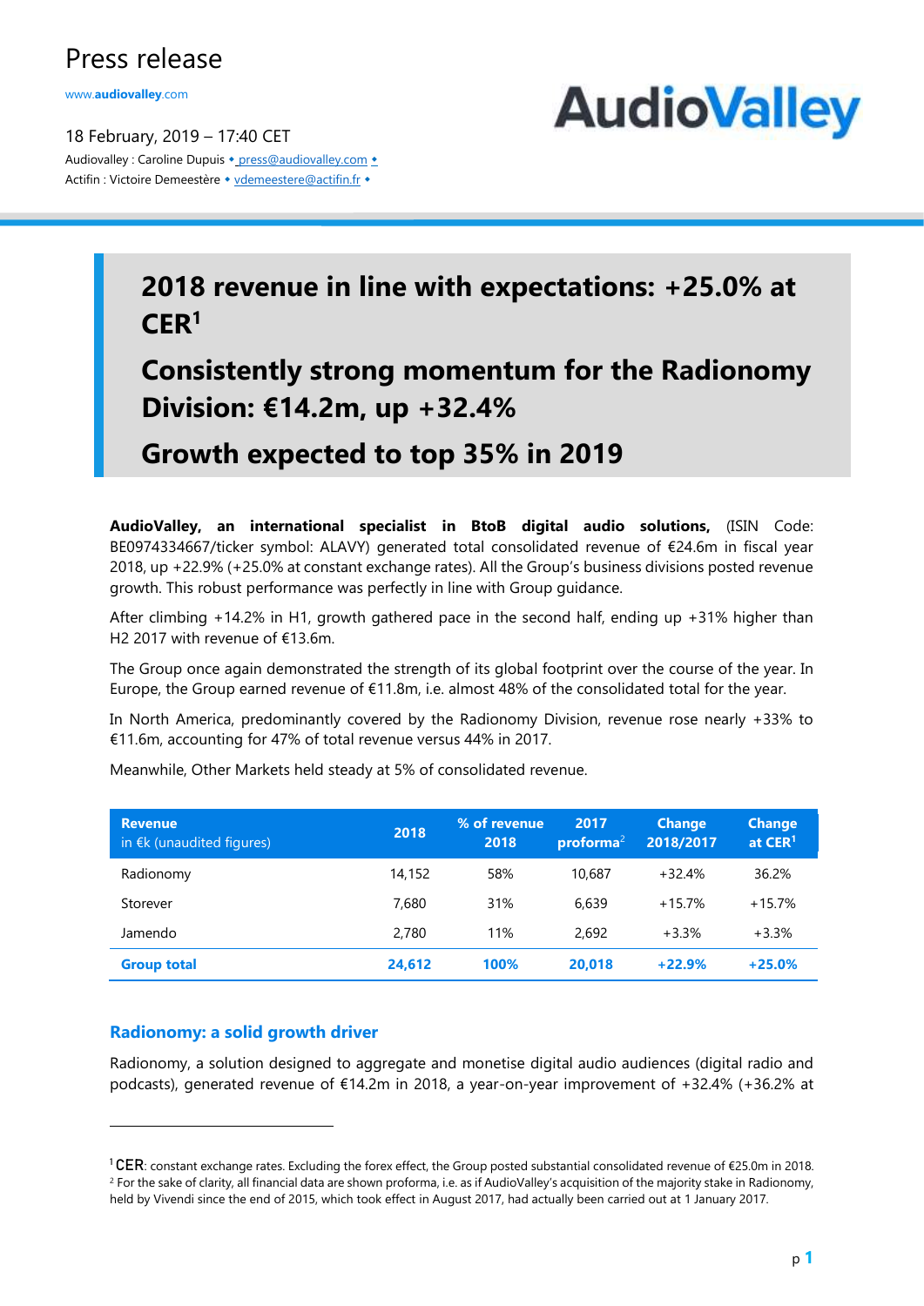# Press release

www.audiovalley.com

18 February, 2019 – 17:40 CET

Audiovalley : Caroline Dupuis • press@audiovalley.com •
Actifin : Victoire Demeestère • vdemeestere@actifin.fr •

AudioValley

## 2018 revenue in line with expectations: +25.0% at CER[1]

## Consistently strong momentum for the Radionomy Division: €14.2m, up +32.4%

## Growth expected to top 35% in 2019

**AudioValley, an international specialist in BtoB digital audio solutions,** (ISIN Code: BE0974334667/ticker symbol: ALAVY) generated total consolidated revenue of €24.6m in fiscal year 2018, up +22.9% (+25.0% at constant exchange rates). All the Group's business divisions posted revenue growth. This robust performance was perfectly in line with Group guidance.

After climbing +14.2% in H1, growth gathered pace in the second half, ending up +31% higher than H2 2017 with revenue of €13.6m.

The Group once again demonstrated the strength of its global footprint over the course of the year. In Europe, the Group earned revenue of €11.8m, i.e. almost 48% of the consolidated total for the year.

In North America, predominantly covered by the Radionomy Division, revenue rose nearly +33% to €11.6m, accounting for 47% of total revenue versus 44% in 2017.

Meanwhile, Other Markets held steady at 5% of consolidated revenue.

| Revenue in €k (unaudited figures) | 2018 | % of revenue 2018 | 2017 proforma[2] | Change 2018/2017 | Change at CER[1] |
|---|---|---|---|---|---|
| Radionomy | 14,152 | 58% | 10,687 | +32.4% | 36.2% |
| Storever | 7,680 | 31% | 6,639 | +15.7% | +15.7% |
| Jamendo | 2,780 | 11% | 2,692 | +3.3% | +3.3% |
| **Group total** | **24,612** | **100%** | **20,018** | **+22.9%** | **+25.0%** |

### Radionomy: a solid growth driver

Radionomy, a solution designed to aggregate and monetise digital audio audiences (digital radio and podcasts), generated revenue of €14.2m in 2018, a year-on-year improvement of +32.4% (+36.2% at

[1] CER: constant exchange rates. Excluding the forex effect, the Group posted substantial consolidated revenue of €25.0m in 2018.

[2] For the sake of clarity, all financial data are shown proforma, i.e. as if AudioValley's acquisition of the majority stake in Radionomy, held by Vivendi since the end of 2015, which took effect in August 2017, had actually been carried out at 1 January 2017.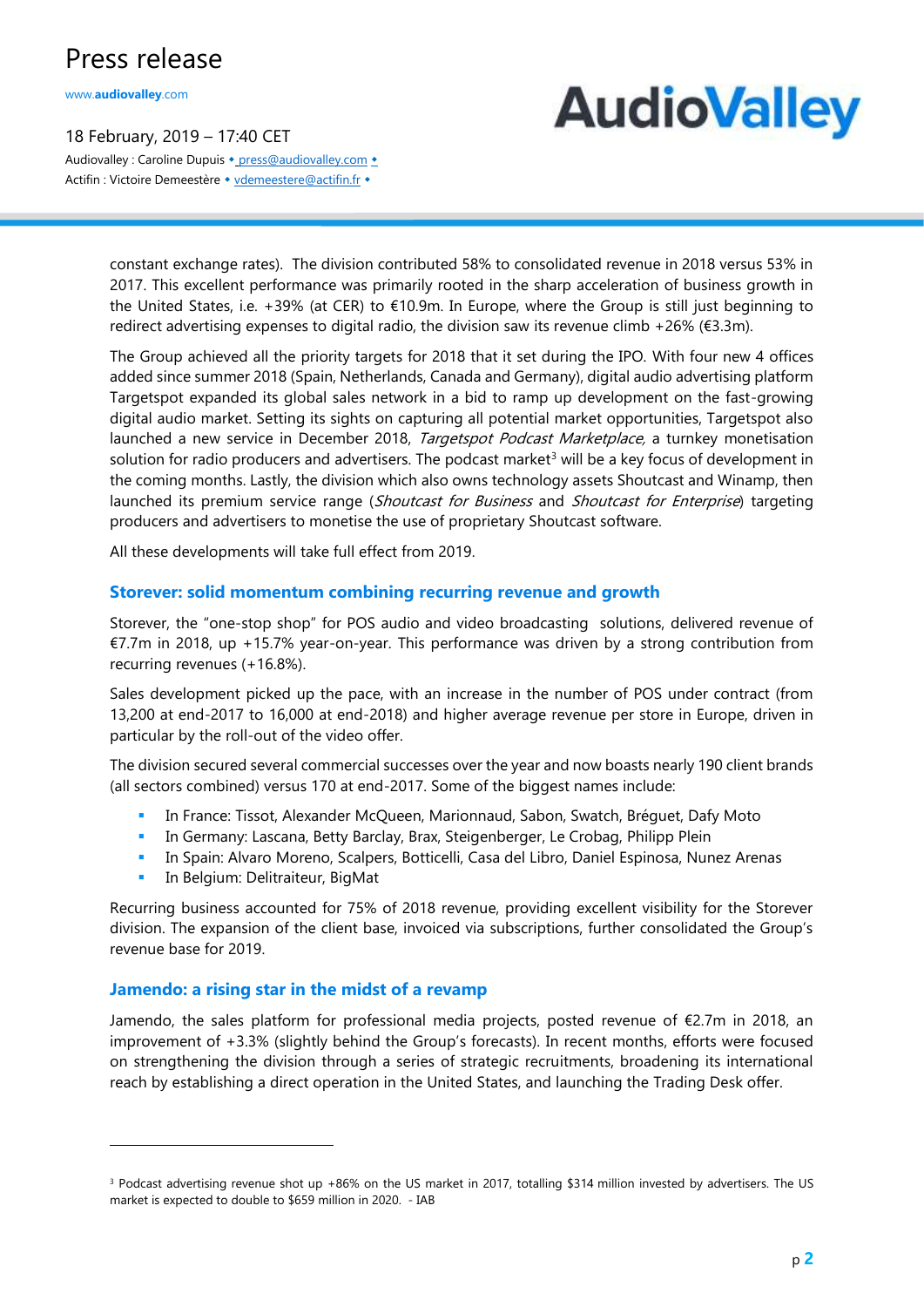constant exchange rates). The division contributed 58% to consolidated revenue in 2018 versus 53% in 2017. This excellent performance was primarily rooted in the sharp acceleration of business growth in the United States, i.e. +39% (at CER) to €10.9m. In Europe, where the Group is still just beginning to redirect advertising expenses to digital radio, the division saw its revenue climb +26% (€3.3m).

The Group achieved all the priority targets for 2018 that it set during the IPO. With four new 4 offices added since summer 2018 (Spain, Netherlands, Canada and Germany), digital audio advertising platform Targetspot expanded its global sales network in a bid to ramp up development on the fast-growing digital audio market. Setting its sights on capturing all potential market opportunities, Targetspot also launched a new service in December 2018, *Targetspot Podcast Marketplace,* a turnkey monetisation solution for radio producers and advertisers. The podcast market[3] will be a key focus of development in the coming months. Lastly, the division which also owns technology assets Shoutcast and Winamp, then launched its premium service range (*Shoutcast for Business* and *Shoutcast for Enterprise*) targeting producers and advertisers to monetise the use of proprietary Shoutcast software.

All these developments will take full effect from 2019.

## Storever: solid momentum combining recurring revenue and growth

Storever, the "one-stop shop" for POS audio and video broadcasting solutions, delivered revenue of €7.7m in 2018, up +15.7% year-on-year. This performance was driven by a strong contribution from recurring revenues (+16.8%).

Sales development picked up the pace, with an increase in the number of POS under contract (from 13,200 at end-2017 to 16,000 at end-2018) and higher average revenue per store in Europe, driven in particular by the roll-out of the video offer.

The division secured several commercial successes over the year and now boasts nearly 190 client brands (all sectors combined) versus 170 at end-2017. Some of the biggest names include:

- In France: Tissot, Alexander McQueen, Marionnaud, Sabon, Swatch, Bréguet, Dafy Moto
- In Germany: Lascana, Betty Barclay, Brax, Steigenberger, Le Crobag, Philipp Plein
- In Spain: Alvaro Moreno, Scalpers, Botticelli, Casa del Libro, Daniel Espinosa, Nunez Arenas
- In Belgium: Delitraiteur, BigMat

Recurring business accounted for 75% of 2018 revenue, providing excellent visibility for the Storever division. The expansion of the client base, invoiced via subscriptions, further consolidated the Group's revenue base for 2019.

## Jamendo: a rising star in the midst of a revamp

Jamendo, the sales platform for professional media projects, posted revenue of €2.7m in 2018, an improvement of +3.3% (slightly behind the Group's forecasts). In recent months, efforts were focused on strengthening the division through a series of strategic recruitments, broadening its international reach by establishing a direct operation in the United States, and launching the Trading Desk offer.

---

[3] Podcast advertising revenue shot up +86% on the US market in 2017, totalling $314 million invested by advertisers. The US market is expected to double to $659 million in 2020. - IAB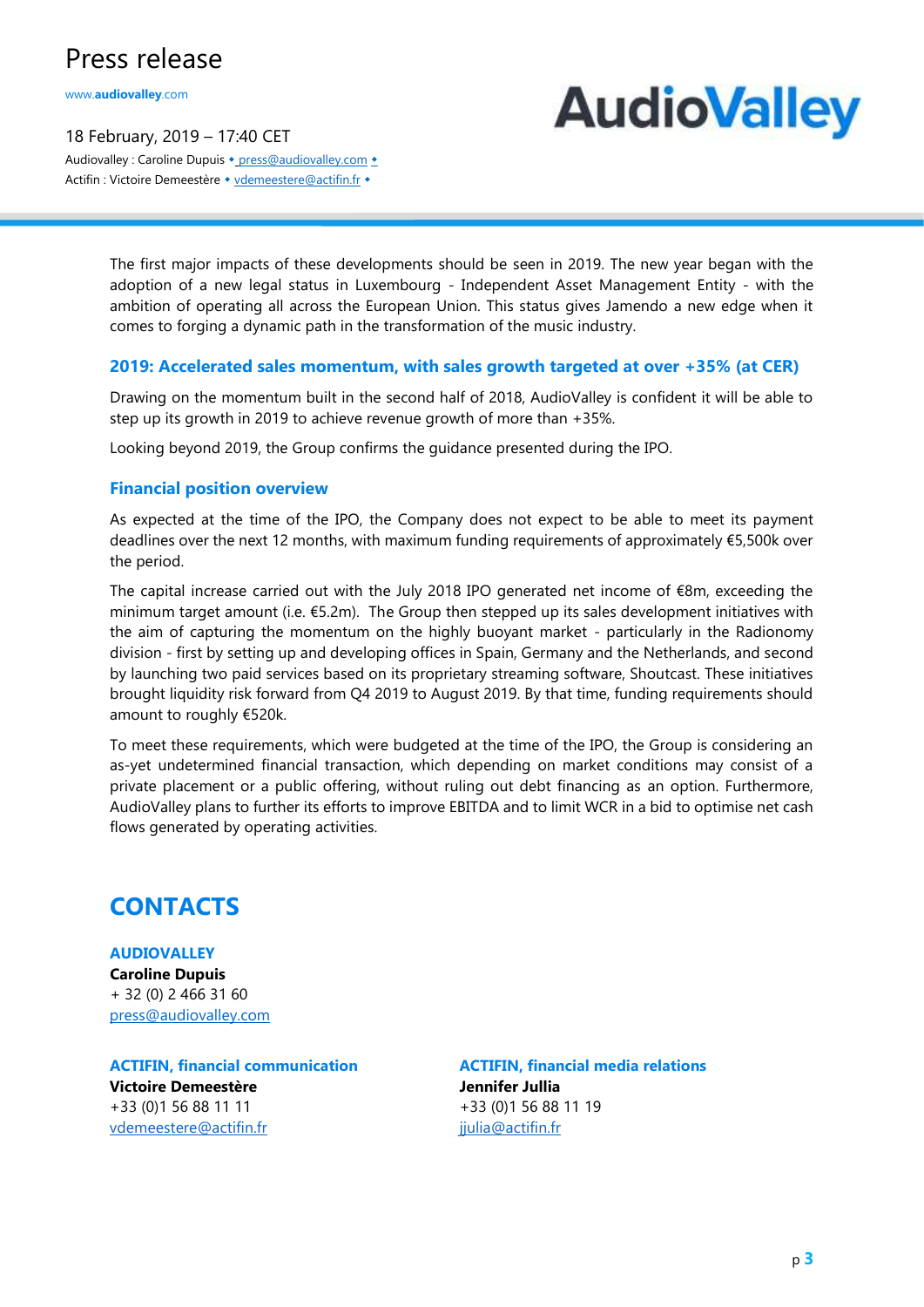The first major impacts of these developments should be seen in 2019. The new year began with the adoption of a new legal status in Luxembourg - Independent Asset Management Entity - with the ambition of operating all across the European Union. This status gives Jamendo a new edge when it comes to forging a dynamic path in the transformation of the music industry.

## 2019: Accelerated sales momentum, with sales growth targeted at over +35% (at CER)

Drawing on the momentum built in the second half of 2018, AudioValley is confident it will be able to step up its growth in 2019 to achieve revenue growth of more than +35%.

Looking beyond 2019, the Group confirms the guidance presented during the IPO.

## Financial position overview

As expected at the time of the IPO, the Company does not expect to be able to meet its payment deadlines over the next 12 months, with maximum funding requirements of approximately €5,500k over the period.

The capital increase carried out with the July 2018 IPO generated net income of €8m, exceeding the minimum target amount (i.e. €5.2m). The Group then stepped up its sales development initiatives with the aim of capturing the momentum on the highly buoyant market - particularly in the Radionomy division - first by setting up and developing offices in Spain, Germany and the Netherlands, and second by launching two paid services based on its proprietary streaming software, Shoutcast. These initiatives brought liquidity risk forward from Q4 2019 to August 2019. By that time, funding requirements should amount to roughly €520k.

To meet these requirements, which were budgeted at the time of the IPO, the Group is considering an as-yet undetermined financial transaction, which depending on market conditions may consist of a private placement or a public offering, without ruling out debt financing as an option. Furthermore, AudioValley plans to further its efforts to improve EBITDA and to limit WCR in a bid to optimise net cash flows generated by operating activities.

# CONTACTS

### AUDIOVALLEY

**Caroline Dupuis**
+ 32 (0) 2 466 31 60
press@audiovalley.com

### ACTIFIN, financial communication

**Victoire Demeestère**
+33 (0)1 56 88 11 11
vdemeestere@actifin.fr

### ACTIFIN, financial media relations

**Jennifer Jullia**
+33 (0)1 56 88 11 19
jjulia@actifin.fr